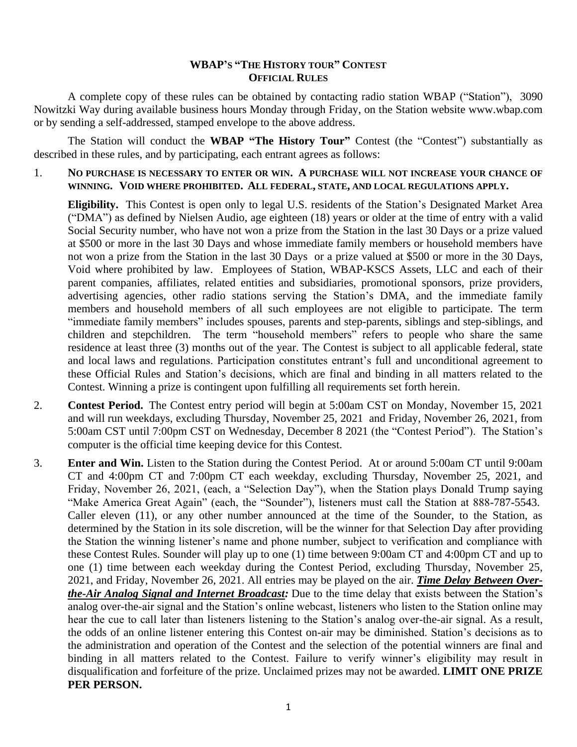# WBAP's "The History tour" Contest
## Official Rules

A complete copy of these rules can be obtained by contacting radio station WBAP ("Station"), 3090 Nowitzki Way during available business hours Monday through Friday, on the Station website www.wbap.com or by sending a self-addressed, stamped envelope to the above address.

The Station will conduct the **WBAP "The History Tour"** Contest (the "Contest") substantially as described in these rules, and by participating, each entrant agrees as follows:

1. **No purchase is necessary to enter or win. A purchase will not increase your chance of winning. Void where prohibited. All federal, state, and local regulations apply.**

   **Eligibility.** This Contest is open only to legal U.S. residents of the Station's Designated Market Area ("DMA") as defined by Nielsen Audio, age eighteen (18) years or older at the time of entry with a valid Social Security number, who have not won a prize from the Station in the last 30 Days or a prize valued at $500 or more in the last 30 Days and whose immediate family members or household members have not won a prize from the Station in the last 30 Days or a prize valued at $500 or more in the 30 Days, Void where prohibited by law. Employees of Station, WBAP-KSCS Assets, LLC and each of their parent companies, affiliates, related entities and subsidiaries, promotional sponsors, prize providers, advertising agencies, other radio stations serving the Station's DMA, and the immediate family members and household members of all such employees are not eligible to participate. The term "immediate family members" includes spouses, parents and step-parents, siblings and step-siblings, and children and stepchildren. The term "household members" refers to people who share the same residence at least three (3) months out of the year. The Contest is subject to all applicable federal, state and local laws and regulations. Participation constitutes entrant's full and unconditional agreement to these Official Rules and Station's decisions, which are final and binding in all matters related to the Contest. Winning a prize is contingent upon fulfilling all requirements set forth herein.

2. **Contest Period.** The Contest entry period will begin at 5:00am CST on Monday, November 15, 2021 and will run weekdays, excluding Thursday, November 25, 2021 and Friday, November 26, 2021, from 5:00am CST until 7:00pm CST on Wednesday, December 8 2021 (the "Contest Period"). The Station's computer is the official time keeping device for this Contest.

3. **Enter and Win.** Listen to the Station during the Contest Period. At or around 5:00am CT until 9:00am CT and 4:00pm CT and 7:00pm CT each weekday, excluding Thursday, November 25, 2021, and Friday, November 26, 2021, (each, a "Selection Day"), when the Station plays Donald Trump saying "Make America Great Again" (each, the "Sounder"), listeners must call the Station at 888-787-5543. Caller eleven (11), or any other number announced at the time of the Sounder, to the Station, as determined by the Station in its sole discretion, will be the winner for that Selection Day after providing the Station the winning listener's name and phone number, subject to verification and compliance with these Contest Rules. Sounder will play up to one (1) time between 9:00am CT and 4:00pm CT and up to one (1) time between each weekday during the Contest Period, excluding Thursday, November 25, 2021, and Friday, November 26, 2021. All entries may be played on the air. ***Time Delay Between Over-the-Air Analog Signal and Internet Broadcast:*** Due to the time delay that exists between the Station's analog over-the-air signal and the Station's online webcast, listeners who listen to the Station online may hear the cue to call later than listeners listening to the Station's analog over-the-air signal. As a result, the odds of an online listener entering this Contest on-air may be diminished. Station's decisions as to the administration and operation of the Contest and the selection of the potential winners are final and binding in all matters related to the Contest. Failure to verify winner's eligibility may result in disqualification and forfeiture of the prize. Unclaimed prizes may not be awarded. **LIMIT ONE PRIZE PER PERSON.**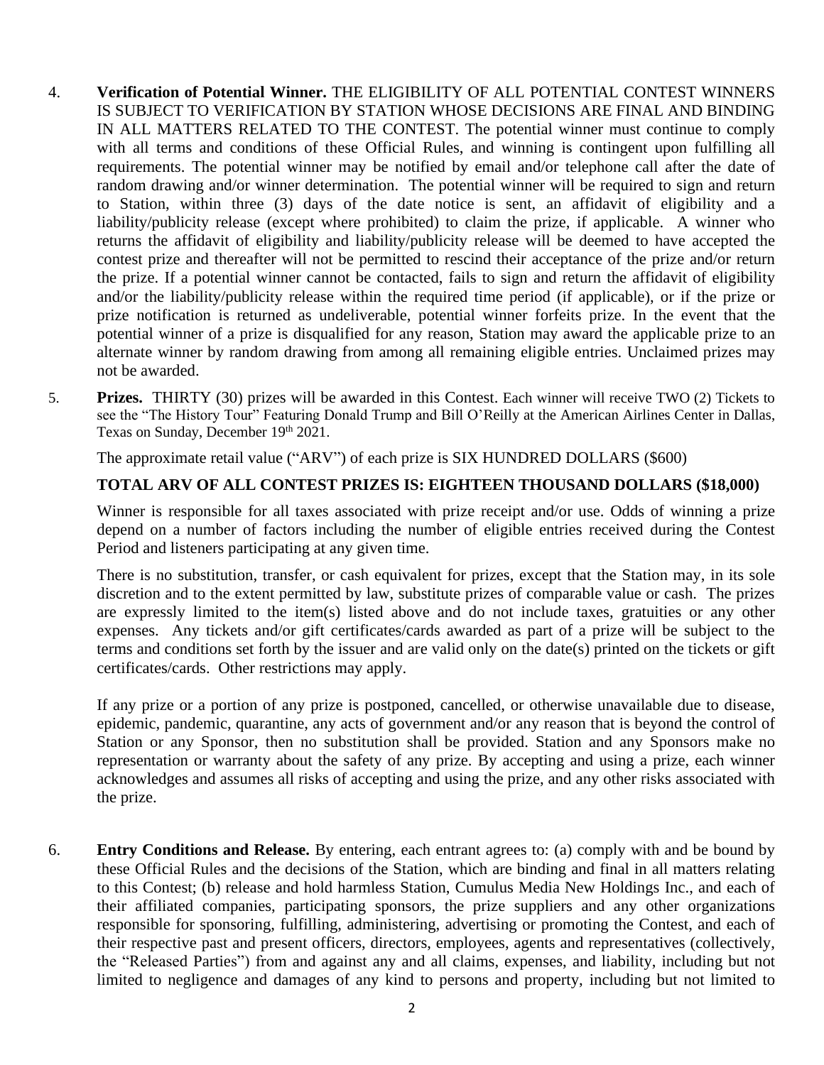4. **Verification of Potential Winner.** THE ELIGIBILITY OF ALL POTENTIAL CONTEST WINNERS IS SUBJECT TO VERIFICATION BY STATION WHOSE DECISIONS ARE FINAL AND BINDING IN ALL MATTERS RELATED TO THE CONTEST. The potential winner must continue to comply with all terms and conditions of these Official Rules, and winning is contingent upon fulfilling all requirements. The potential winner may be notified by email and/or telephone call after the date of random drawing and/or winner determination. The potential winner will be required to sign and return to Station, within three (3) days of the date notice is sent, an affidavit of eligibility and a liability/publicity release (except where prohibited) to claim the prize, if applicable. A winner who returns the affidavit of eligibility and liability/publicity release will be deemed to have accepted the contest prize and thereafter will not be permitted to rescind their acceptance of the prize and/or return the prize. If a potential winner cannot be contacted, fails to sign and return the affidavit of eligibility and/or the liability/publicity release within the required time period (if applicable), or if the prize or prize notification is returned as undeliverable, potential winner forfeits prize. In the event that the potential winner of a prize is disqualified for any reason, Station may award the applicable prize to an alternate winner by random drawing from among all remaining eligible entries. Unclaimed prizes may not be awarded.

5. **Prizes.** THIRTY (30) prizes will be awarded in this Contest. Each winner will receive TWO (2) Tickets to see the "The History Tour" Featuring Donald Trump and Bill O'Reilly at the American Airlines Center in Dallas, Texas on Sunday, December 19th 2021.

   The approximate retail value ("ARV") of each prize is SIX HUNDRED DOLLARS ($600)

   **TOTAL ARV OF ALL CONTEST PRIZES IS: EIGHTEEN THOUSAND DOLLARS ($18,000)**

   Winner is responsible for all taxes associated with prize receipt and/or use. Odds of winning a prize depend on a number of factors including the number of eligible entries received during the Contest Period and listeners participating at any given time.

   There is no substitution, transfer, or cash equivalent for prizes, except that the Station may, in its sole discretion and to the extent permitted by law, substitute prizes of comparable value or cash. The prizes are expressly limited to the item(s) listed above and do not include taxes, gratuities or any other expenses. Any tickets and/or gift certificates/cards awarded as part of a prize will be subject to the terms and conditions set forth by the issuer and are valid only on the date(s) printed on the tickets or gift certificates/cards. Other restrictions may apply.

   If any prize or a portion of any prize is postponed, cancelled, or otherwise unavailable due to disease, epidemic, pandemic, quarantine, any acts of government and/or any reason that is beyond the control of Station or any Sponsor, then no substitution shall be provided. Station and any Sponsors make no representation or warranty about the safety of any prize. By accepting and using a prize, each winner acknowledges and assumes all risks of accepting and using the prize, and any other risks associated with the prize.

6. **Entry Conditions and Release.** By entering, each entrant agrees to: (a) comply with and be bound by these Official Rules and the decisions of the Station, which are binding and final in all matters relating to this Contest; (b) release and hold harmless Station, Cumulus Media New Holdings Inc., and each of their affiliated companies, participating sponsors, the prize suppliers and any other organizations responsible for sponsoring, fulfilling, administering, advertising or promoting the Contest, and each of their respective past and present officers, directors, employees, agents and representatives (collectively, the "Released Parties") from and against any and all claims, expenses, and liability, including but not limited to negligence and damages of any kind to persons and property, including but not limited to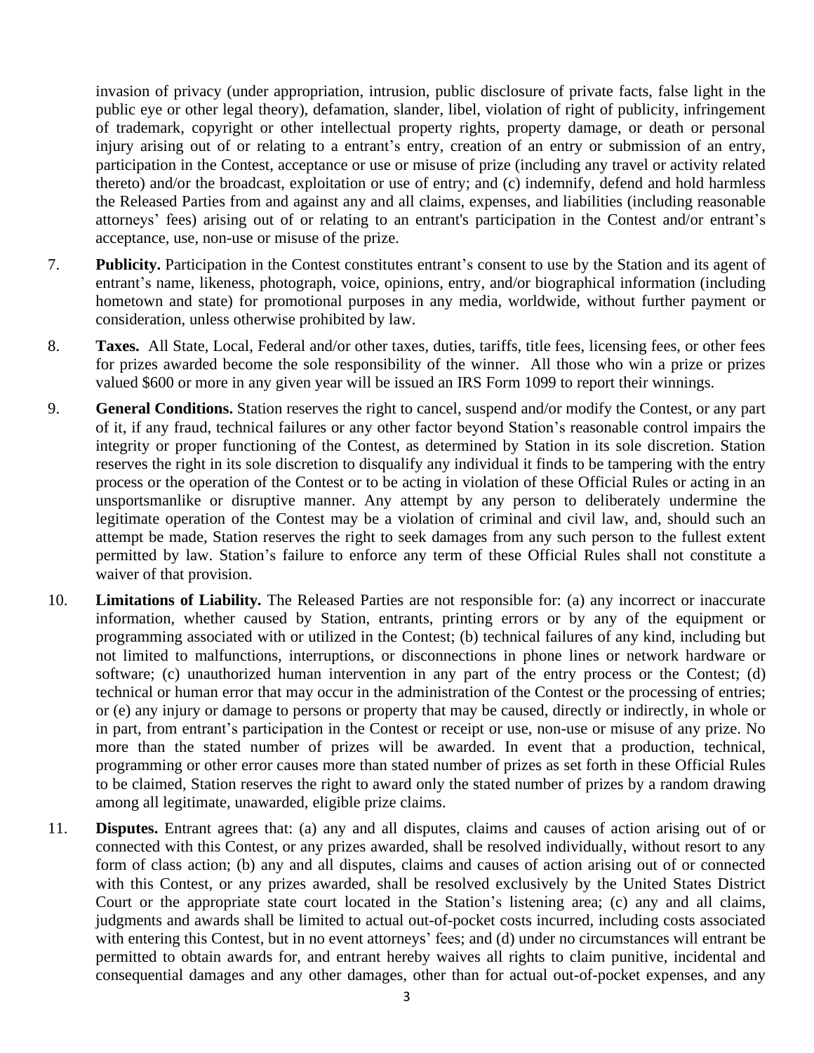invasion of privacy (under appropriation, intrusion, public disclosure of private facts, false light in the public eye or other legal theory), defamation, slander, libel, violation of right of publicity, infringement of trademark, copyright or other intellectual property rights, property damage, or death or personal injury arising out of or relating to a entrant's entry, creation of an entry or submission of an entry, participation in the Contest, acceptance or use or misuse of prize (including any travel or activity related thereto) and/or the broadcast, exploitation or use of entry; and (c) indemnify, defend and hold harmless the Released Parties from and against any and all claims, expenses, and liabilities (including reasonable attorneys' fees) arising out of or relating to an entrant's participation in the Contest and/or entrant's acceptance, use, non-use or misuse of the prize.

7. **Publicity.** Participation in the Contest constitutes entrant's consent to use by the Station and its agent of entrant's name, likeness, photograph, voice, opinions, entry, and/or biographical information (including hometown and state) for promotional purposes in any media, worldwide, without further payment or consideration, unless otherwise prohibited by law.

8. **Taxes.** All State, Local, Federal and/or other taxes, duties, tariffs, title fees, licensing fees, or other fees for prizes awarded become the sole responsibility of the winner. All those who win a prize or prizes valued $600 or more in any given year will be issued an IRS Form 1099 to report their winnings.

9. **General Conditions.** Station reserves the right to cancel, suspend and/or modify the Contest, or any part of it, if any fraud, technical failures or any other factor beyond Station's reasonable control impairs the integrity or proper functioning of the Contest, as determined by Station in its sole discretion. Station reserves the right in its sole discretion to disqualify any individual it finds to be tampering with the entry process or the operation of the Contest or to be acting in violation of these Official Rules or acting in an unsportsmanlike or disruptive manner. Any attempt by any person to deliberately undermine the legitimate operation of the Contest may be a violation of criminal and civil law, and, should such an attempt be made, Station reserves the right to seek damages from any such person to the fullest extent permitted by law. Station's failure to enforce any term of these Official Rules shall not constitute a waiver of that provision.

10. **Limitations of Liability.** The Released Parties are not responsible for: (a) any incorrect or inaccurate information, whether caused by Station, entrants, printing errors or by any of the equipment or programming associated with or utilized in the Contest; (b) technical failures of any kind, including but not limited to malfunctions, interruptions, or disconnections in phone lines or network hardware or software; (c) unauthorized human intervention in any part of the entry process or the Contest; (d) technical or human error that may occur in the administration of the Contest or the processing of entries; or (e) any injury or damage to persons or property that may be caused, directly or indirectly, in whole or in part, from entrant's participation in the Contest or receipt or use, non-use or misuse of any prize. No more than the stated number of prizes will be awarded. In event that a production, technical, programming or other error causes more than stated number of prizes as set forth in these Official Rules to be claimed, Station reserves the right to award only the stated number of prizes by a random drawing among all legitimate, unawarded, eligible prize claims.

11. **Disputes.** Entrant agrees that: (a) any and all disputes, claims and causes of action arising out of or connected with this Contest, or any prizes awarded, shall be resolved individually, without resort to any form of class action; (b) any and all disputes, claims and causes of action arising out of or connected with this Contest, or any prizes awarded, shall be resolved exclusively by the United States District Court or the appropriate state court located in the Station's listening area; (c) any and all claims, judgments and awards shall be limited to actual out-of-pocket costs incurred, including costs associated with entering this Contest, but in no event attorneys' fees; and (d) under no circumstances will entrant be permitted to obtain awards for, and entrant hereby waives all rights to claim punitive, incidental and consequential damages and any other damages, other than for actual out-of-pocket expenses, and any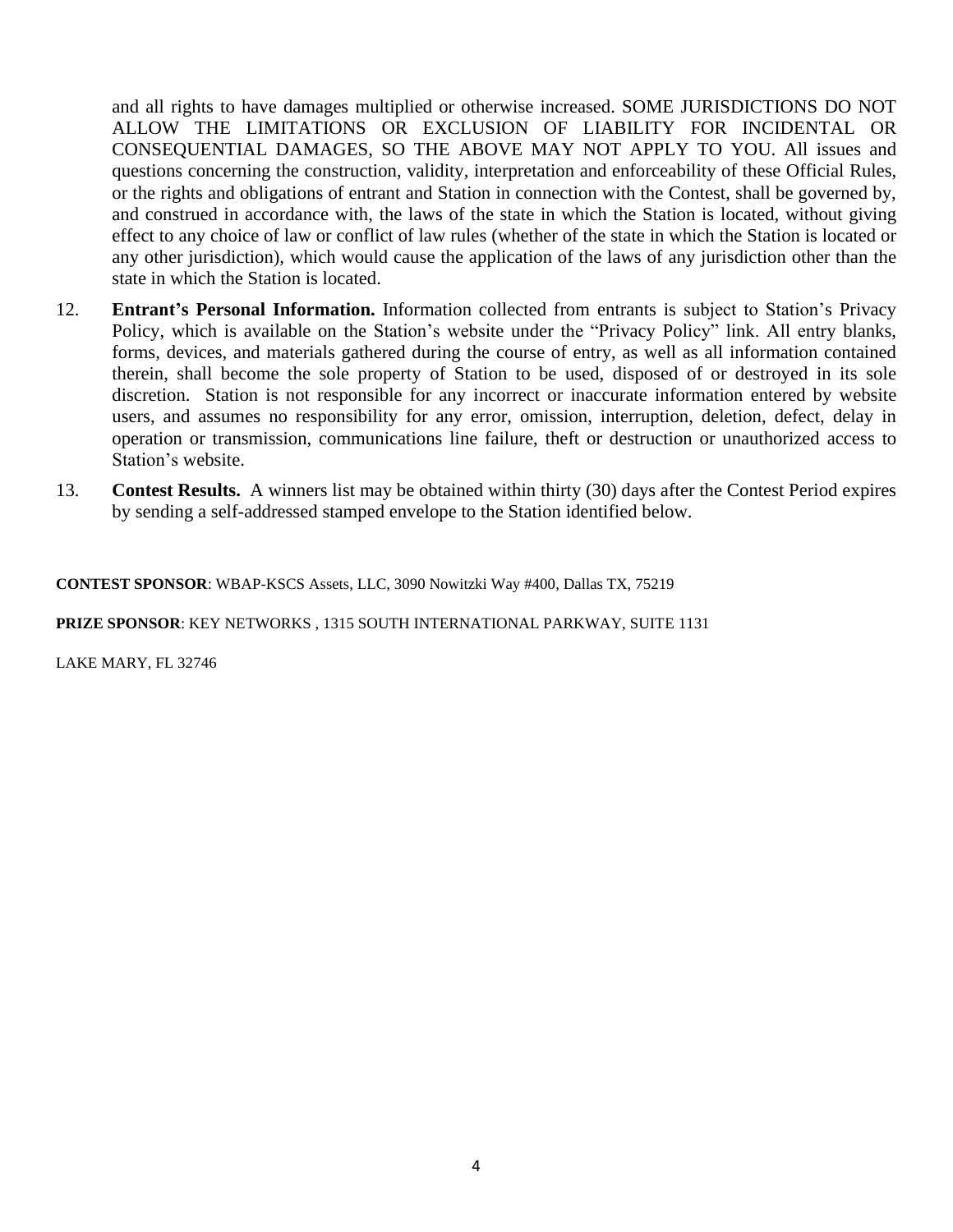and all rights to have damages multiplied or otherwise increased. SOME JURISDICTIONS DO NOT ALLOW THE LIMITATIONS OR EXCLUSION OF LIABILITY FOR INCIDENTAL OR CONSEQUENTIAL DAMAGES, SO THE ABOVE MAY NOT APPLY TO YOU. All issues and questions concerning the construction, validity, interpretation and enforceability of these Official Rules, or the rights and obligations of entrant and Station in connection with the Contest, shall be governed by, and construed in accordance with, the laws of the state in which the Station is located, without giving effect to any choice of law or conflict of law rules (whether of the state in which the Station is located or any other jurisdiction), which would cause the application of the laws of any jurisdiction other than the state in which the Station is located.

12. **Entrant's Personal Information.** Information collected from entrants is subject to Station's Privacy Policy, which is available on the Station's website under the "Privacy Policy" link. All entry blanks, forms, devices, and materials gathered during the course of entry, as well as all information contained therein, shall become the sole property of Station to be used, disposed of or destroyed in its sole discretion. Station is not responsible for any incorrect or inaccurate information entered by website users, and assumes no responsibility for any error, omission, interruption, deletion, defect, delay in operation or transmission, communications line failure, theft or destruction or unauthorized access to Station's website.

13. **Contest Results.** A winners list may be obtained within thirty (30) days after the Contest Period expires by sending a self-addressed stamped envelope to the Station identified below.

**CONTEST SPONSOR**: WBAP-KSCS Assets, LLC, 3090 Nowitzki Way #400, Dallas TX, 75219

**PRIZE SPONSOR**: KEY NETWORKS , 1315 SOUTH INTERNATIONAL PARKWAY, SUITE 1131

LAKE MARY, FL 32746